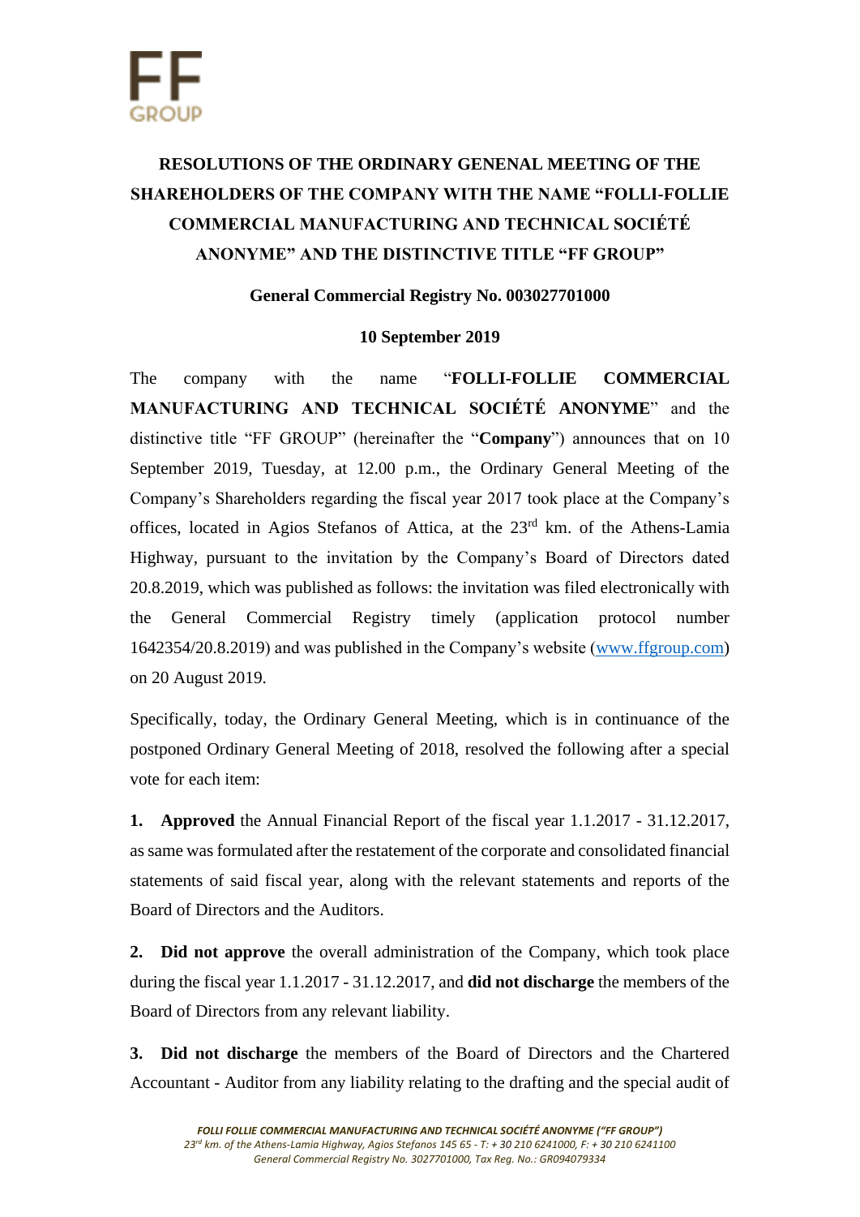# RESOLUTIONS OF THE ORDINARY GENENAL MEETING OF THE SHAREHOLDERS OF THE COMPANY WITH THE NAME "FOLLI-FOLLIE COMMERCIAL MANUFACTURING AND TECHNICAL SOCIÉTÉ ANONYME" AND THE DISTINCTIVE TITLE "FF GROUP"

**General Commercial Registry No. 003027701000**

**10 September 2019**

The company with the name "**FOLLI-FOLLIE COMMERCIAL MANUFACTURING AND TECHNICAL SOCIÉTÉ ANONYME**" and the distinctive title "FF GROUP" (hereinafter the "**Company**") announces that on 10 September 2019, Tuesday, at 12.00 p.m., the Ordinary General Meeting of the Company's Shareholders regarding the fiscal year 2017 took place at the Company's offices, located in Agios Stefanos of Attica, at the 23rd km. of the Athens-Lamia Highway, pursuant to the invitation by the Company's Board of Directors dated 20.8.2019, which was published as follows: the invitation was filed electronically with the General Commercial Registry timely (application protocol number 1642354/20.8.2019) and was published in the Company's website (www.ffgroup.com) on 20 August 2019.

Specifically, today, the Ordinary General Meeting, which is in continuance of the postponed Ordinary General Meeting of 2018, resolved the following after a special vote for each item:

**1.** **Approved** the Annual Financial Report of the fiscal year 1.1.2017 - 31.12.2017, as same was formulated after the restatement of the corporate and consolidated financial statements of said fiscal year, along with the relevant statements and reports of the Board of Directors and the Auditors.

**2.** **Did not approve** the overall administration of the Company, which took place during the fiscal year 1.1.2017 - 31.12.2017, and **did not discharge** the members of the Board of Directors from any relevant liability.

**3.** **Did not discharge** the members of the Board of Directors and the Chartered Accountant - Auditor from any liability relating to the drafting and the special audit of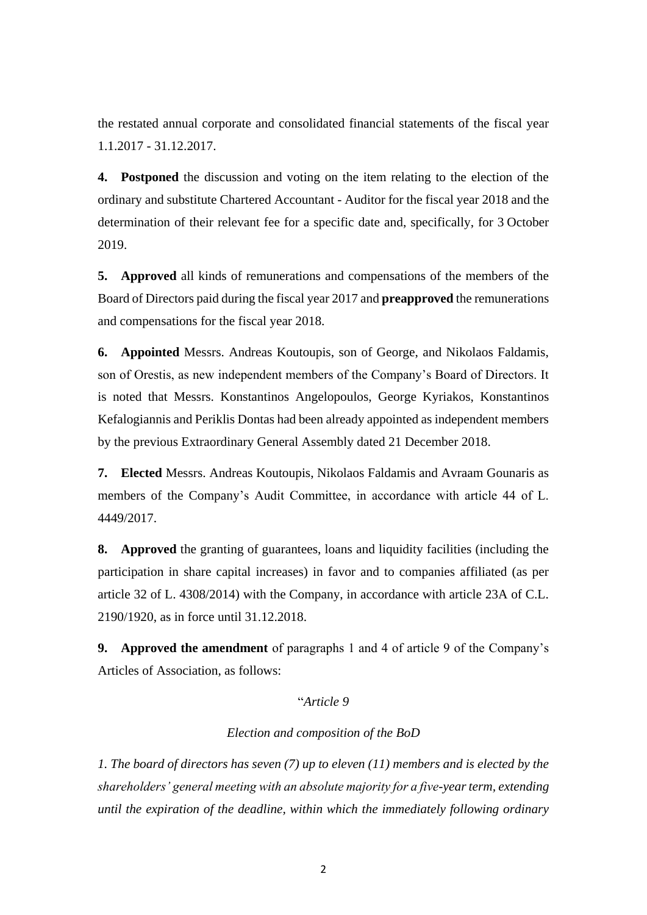the restated annual corporate and consolidated financial statements of the fiscal year 1.1.2017 - 31.12.2017.

**4. Postponed** the discussion and voting on the item relating to the election of the ordinary and substitute Chartered Accountant - Auditor for the fiscal year 2018 and the determination of their relevant fee for a specific date and, specifically, for 3 October 2019.

**5. Approved** all kinds of remunerations and compensations of the members of the Board of Directors paid during the fiscal year 2017 and **preapproved** the remunerations and compensations for the fiscal year 2018.

**6. Appointed** Messrs. Andreas Koutoupis, son of George, and Nikolaos Faldamis, son of Orestis, as new independent members of the Company's Board of Directors. It is noted that Messrs. Konstantinos Angelopoulos, George Kyriakos, Konstantinos Kefalogiannis and Periklis Dontas had been already appointed as independent members by the previous Extraordinary General Assembly dated 21 December 2018.

**7. Elected** Messrs. Andreas Koutoupis, Nikolaos Faldamis and Avraam Gounaris as members of the Company's Audit Committee, in accordance with article 44 of L. 4449/2017.

**8. Approved** the granting of guarantees, loans and liquidity facilities (including the participation in share capital increases) in favor and to companies affiliated (as per article 32 of L. 4308/2014) with the Company, in accordance with article 23A of C.L. 2190/1920, as in force until 31.12.2018.

**9. Approved the amendment** of paragraphs 1 and 4 of article 9 of the Company's Articles of Association, as follows:

"*Article 9*

*Election and composition of the BoD*

*1. The board of directors has seven (7) up to eleven (11) members and is elected by the shareholders' general meeting with an absolute majority for a five-year term, extending until the expiration of the deadline, within which the immediately following ordinary*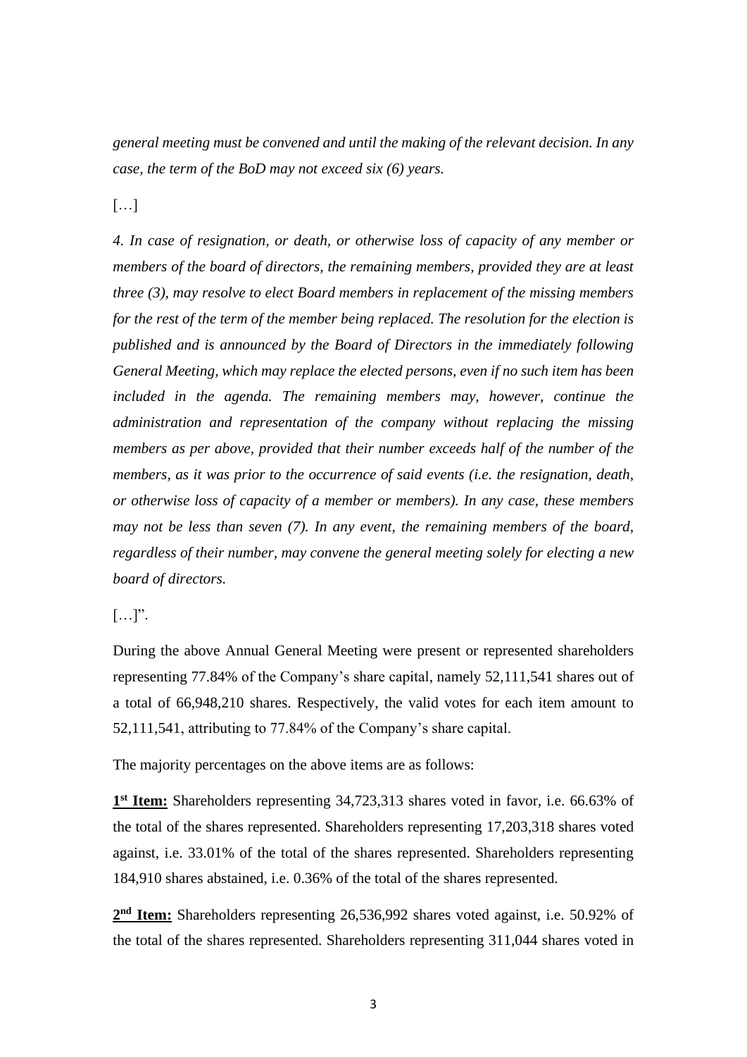*general meeting must be convened and until the making of the relevant decision. In any case, the term of the BoD may not exceed six (6) years.*

[…]

*4. In case of resignation, or death, or otherwise loss of capacity of any member or members of the board of directors, the remaining members, provided they are at least three (3), may resolve to elect Board members in replacement of the missing members for the rest of the term of the member being replaced. The resolution for the election is published and is announced by the Board of Directors in the immediately following General Meeting, which may replace the elected persons, even if no such item has been included in the agenda. The remaining members may, however, continue the administration and representation of the company without replacing the missing members as per above, provided that their number exceeds half of the number of the members, as it was prior to the occurrence of said events (i.e. the resignation, death, or otherwise loss of capacity of a member or members). In any case, these members may not be less than seven (7). In any event, the remaining members of the board, regardless of their number, may convene the general meeting solely for electing a new board of directors.*

[…]".

During the above Annual General Meeting were present or represented shareholders representing 77.84% of the Company's share capital, namely 52,111,541 shares out of a total of 66,948,210 shares. Respectively, the valid votes for each item amount to 52,111,541, attributing to 77.84% of the Company's share capital.

The majority percentages on the above items are as follows:

**1st Item:** Shareholders representing 34,723,313 shares voted in favor, i.e. 66.63% of the total of the shares represented. Shareholders representing 17,203,318 shares voted against, i.e. 33.01% of the total of the shares represented. Shareholders representing 184,910 shares abstained, i.e. 0.36% of the total of the shares represented.

**2nd Item:** Shareholders representing 26,536,992 shares voted against, i.e. 50.92% of the total of the shares represented. Shareholders representing 311,044 shares voted in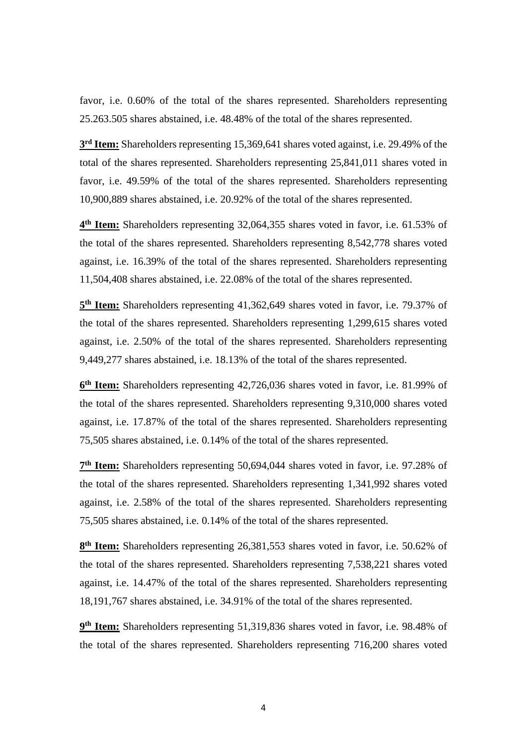favor, i.e. 0.60% of the total of the shares represented. Shareholders representing 25.263.505 shares abstained, i.e. 48.48% of the total of the shares represented.

**3rd Item:** Shareholders representing 15,369,641 shares voted against, i.e. 29.49% of the total of the shares represented. Shareholders representing 25,841,011 shares voted in favor, i.e. 49.59% of the total of the shares represented. Shareholders representing 10,900,889 shares abstained, i.e. 20.92% of the total of the shares represented.

**4th Item:** Shareholders representing 32,064,355 shares voted in favor, i.e. 61.53% of the total of the shares represented. Shareholders representing 8,542,778 shares voted against, i.e. 16.39% of the total of the shares represented. Shareholders representing 11,504,408 shares abstained, i.e. 22.08% of the total of the shares represented.

**5th Item:** Shareholders representing 41,362,649 shares voted in favor, i.e. 79.37% of the total of the shares represented. Shareholders representing 1,299,615 shares voted against, i.e. 2.50% of the total of the shares represented. Shareholders representing 9,449,277 shares abstained, i.e. 18.13% of the total of the shares represented.

**6th Item:** Shareholders representing 42,726,036 shares voted in favor, i.e. 81.99% of the total of the shares represented. Shareholders representing 9,310,000 shares voted against, i.e. 17.87% of the total of the shares represented. Shareholders representing 75,505 shares abstained, i.e. 0.14% of the total of the shares represented.

**7th Item:** Shareholders representing 50,694,044 shares voted in favor, i.e. 97.28% of the total of the shares represented. Shareholders representing 1,341,992 shares voted against, i.e. 2.58% of the total of the shares represented. Shareholders representing 75,505 shares abstained, i.e. 0.14% of the total of the shares represented.

**8th Item:** Shareholders representing 26,381,553 shares voted in favor, i.e. 50.62% of the total of the shares represented. Shareholders representing 7,538,221 shares voted against, i.e. 14.47% of the total of the shares represented. Shareholders representing 18,191,767 shares abstained, i.e. 34.91% of the total of the shares represented.

**9th Item:** Shareholders representing 51,319,836 shares voted in favor, i.e. 98.48% of the total of the shares represented. Shareholders representing 716,200 shares voted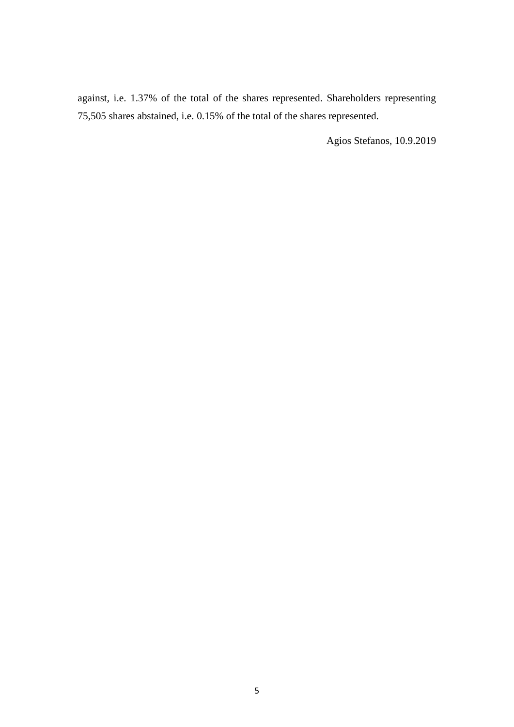against, i.e. 1.37% of the total of the shares represented. Shareholders representing 75,505 shares abstained, i.e. 0.15% of the total of the shares represented.

Agios Stefanos, 10.9.2019